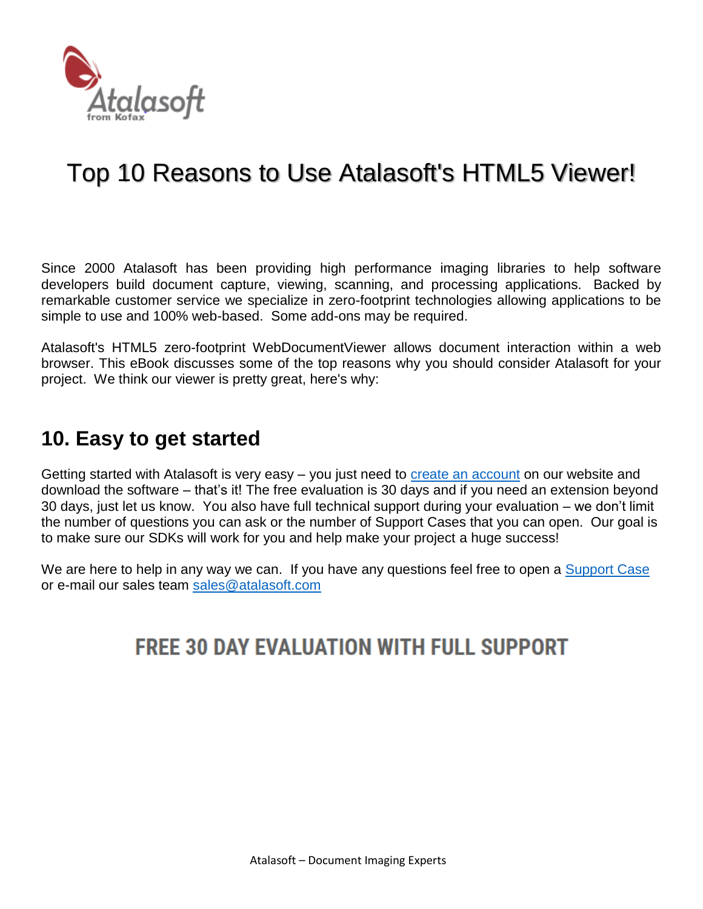# Top 10 Reasons to Use Atalasoft's HTML5 Viewer!

Since 2000 Atalasoft has been providing high performance imaging libraries to help software developers build document capture, viewing, scanning, and processing applications. Backed by remarkable customer service we specialize in zero-footprint technologies allowing applications to be simple to use and 100% web-based. Some add-ons may be required.

Atalasoft's HTML5 zero-footprint WebDocumentViewer allows document interaction within a web browser. This eBook discusses some of the top reasons why you should consider Atalasoft for your project. We think our viewer is pretty great, here's why:

## 10. Easy to get started

Getting started with Atalasoft is very easy – you just need to create an account on our website and download the software – that's it! The free evaluation is 30 days and if you need an extension beyond 30 days, just let us know. You also have full technical support during your evaluation – we don't limit the number of questions you can ask or the number of Support Cases that you can open. Our goal is to make sure our SDKs will work for you and help make your project a huge success!

We are here to help in any way we can. If you have any questions feel free to open a Support Case or e-mail our sales team sales@atalasoft.com

**FREE 30 DAY EVALUATION WITH FULL SUPPORT**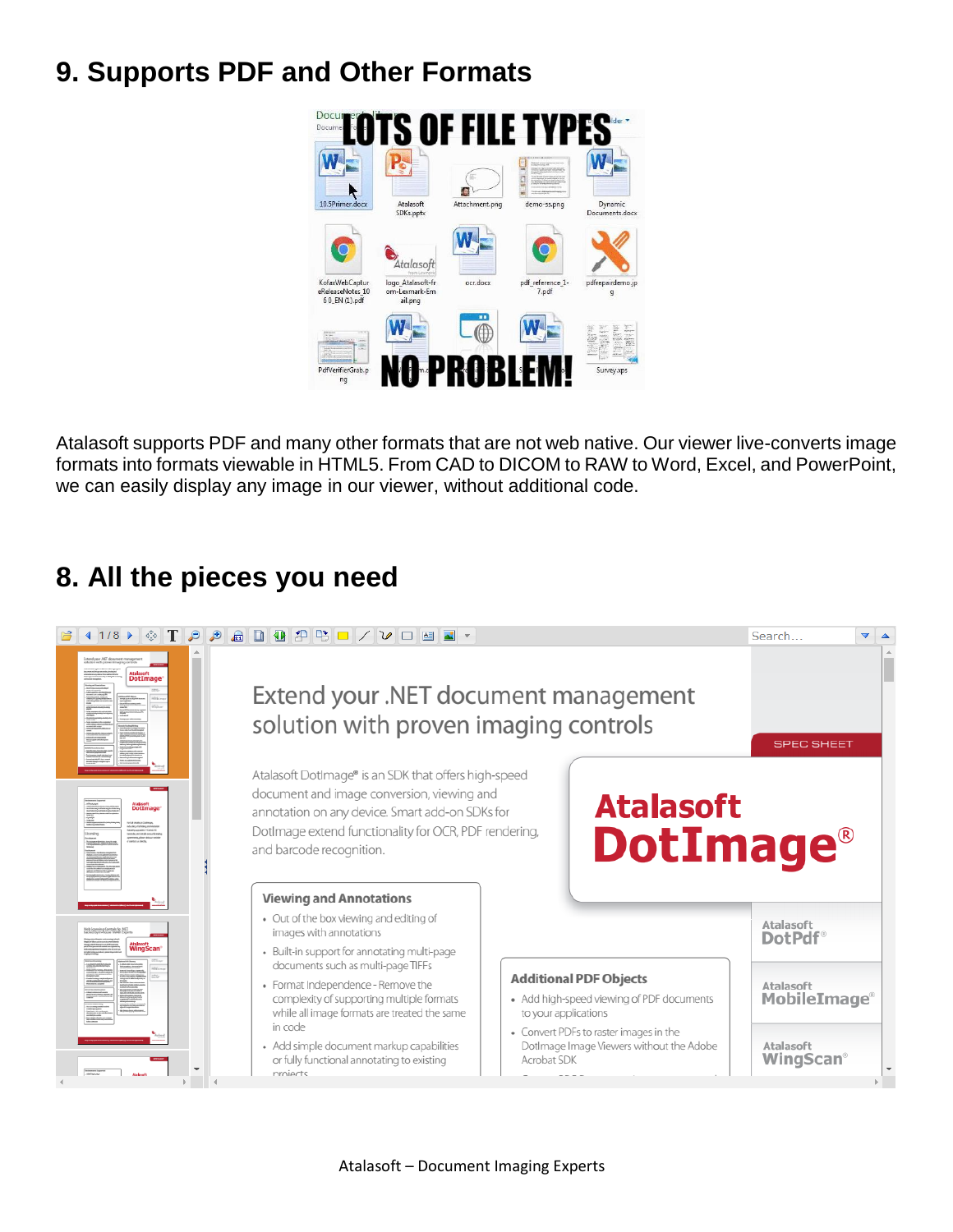## 9. Supports PDF and Other Formats

Atalasoft supports PDF and many other formats that are not web native. Our viewer live-converts image formats into formats viewable in HTML5. From CAD to DICOM to RAW to Word, Excel, and PowerPoint, we can easily display any image in our viewer, without additional code.

## 8. All the pieces you need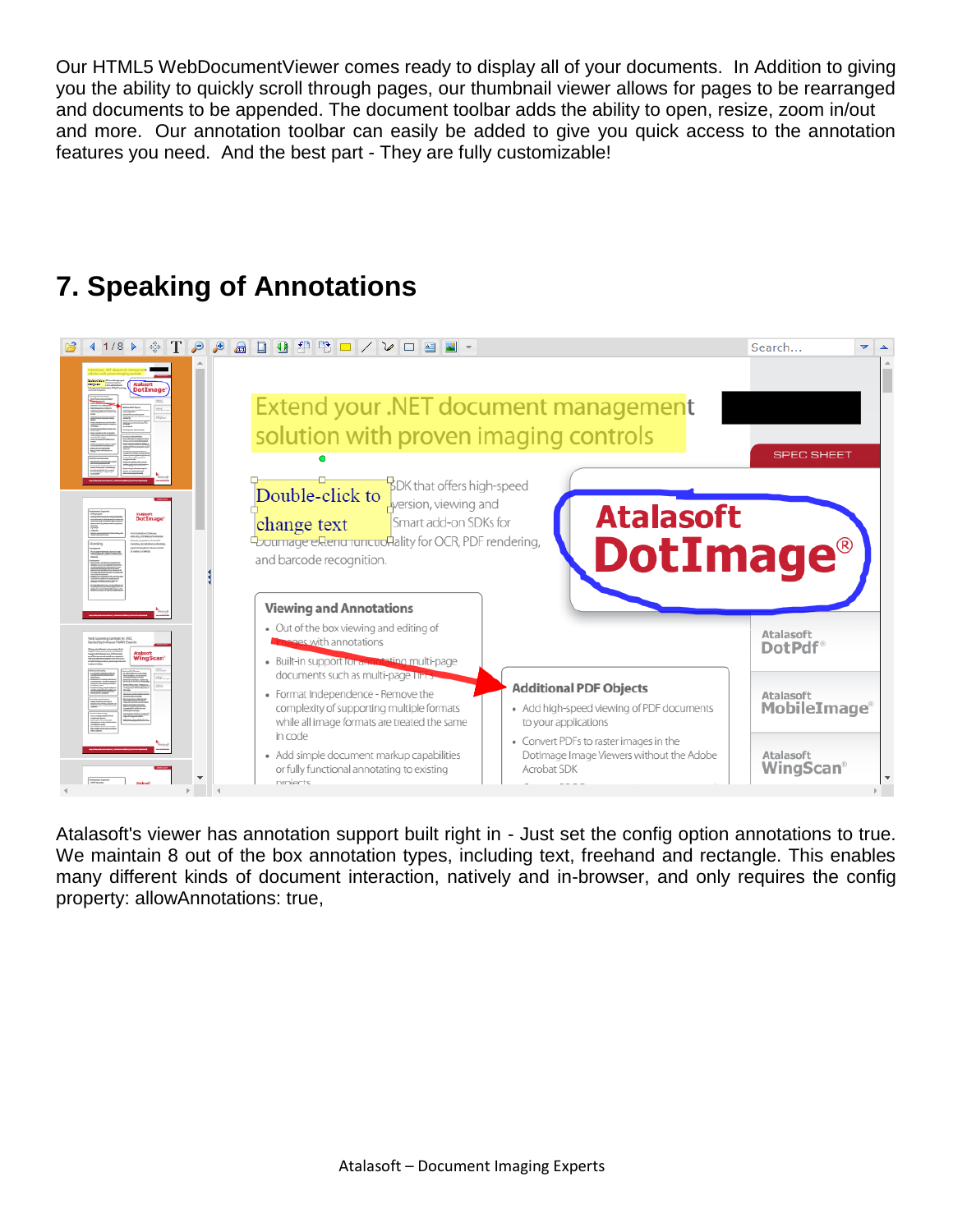Our HTML5 WebDocumentViewer comes ready to display all of your documents. In Addition to giving you the ability to quickly scroll through pages, our thumbnail viewer allows for pages to be rearranged and documents to be appended. The document toolbar adds the ability to open, resize, zoom in/out and more. Our annotation toolbar can easily be added to give you quick access to the annotation features you need. And the best part - They are fully customizable!

## 7. Speaking of Annotations

Atalasoft's viewer has annotation support built right in - Just set the config option annotations to true. We maintain 8 out of the box annotation types, including text, freehand and rectangle. This enables many different kinds of document interaction, natively and in-browser, and only requires the config property: allowAnnotations: true,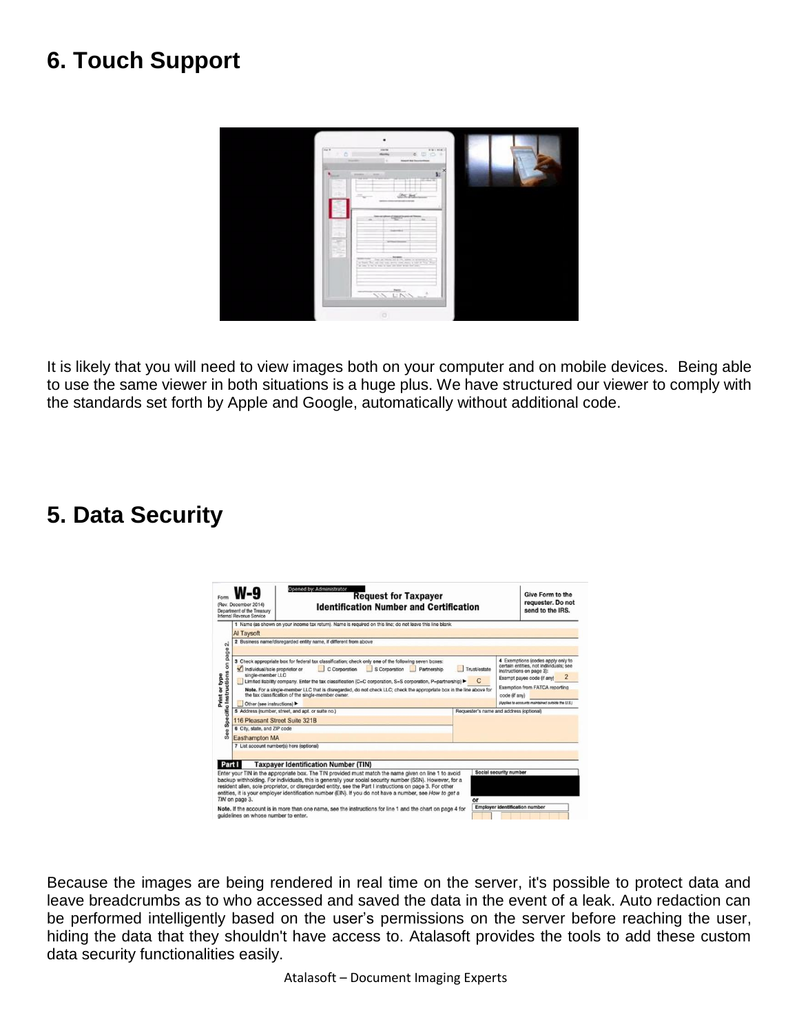## 6. Touch Support

It is likely that you will need to view images both on your computer and on mobile devices. Being able to use the same viewer in both situations is a huge plus. We have structured our viewer to comply with the standards set forth by Apple and Google, automatically without additional code.

## 5. Data Security

Because the images are being rendered in real time on the server, it's possible to protect data and leave breadcrumbs as to who accessed and saved the data in the event of a leak. Auto redaction can be performed intelligently based on the user's permissions on the server before reaching the user, hiding the data that they shouldn't have access to. Atalasoft provides the tools to add these custom data security functionalities easily.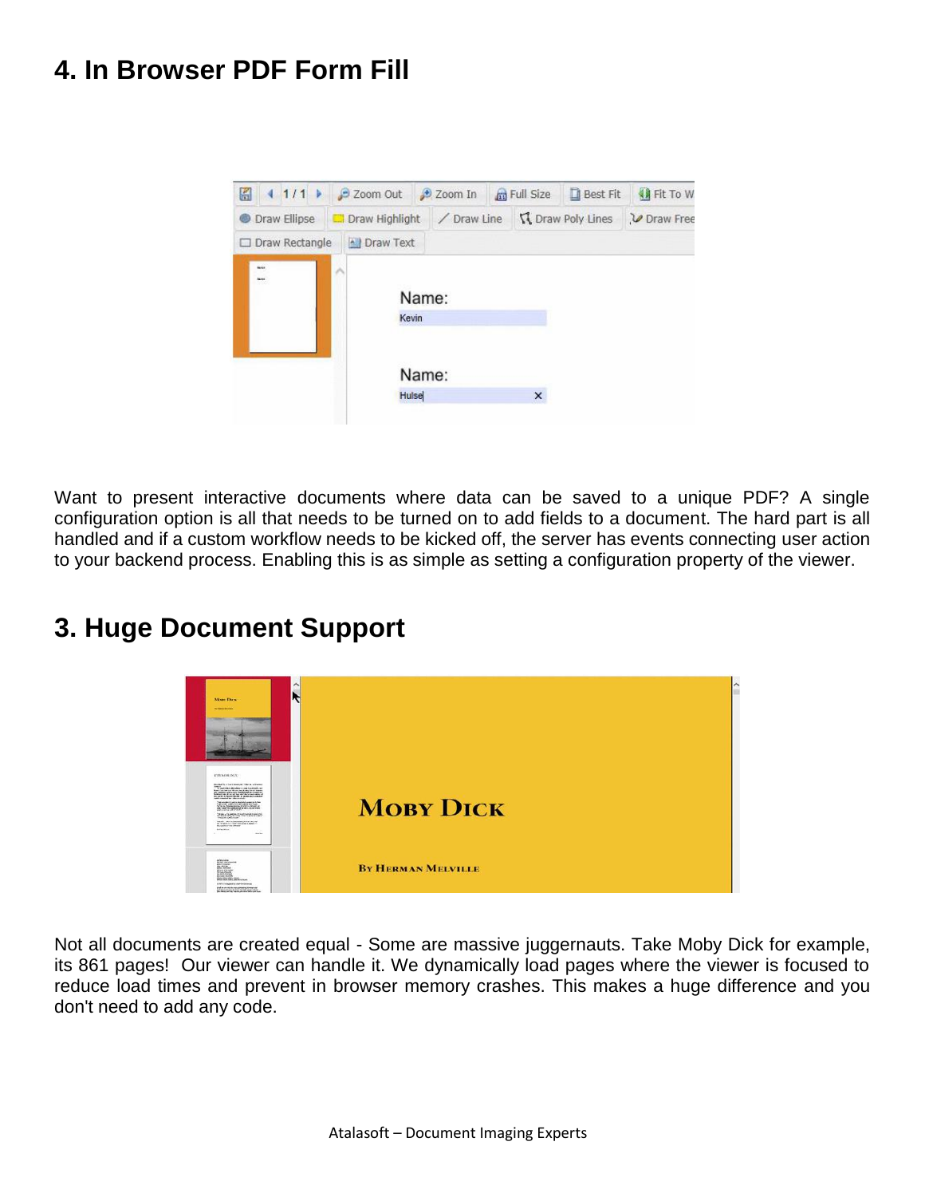## 4. In Browser PDF Form Fill

Want to present interactive documents where data can be saved to a unique PDF? A single configuration option is all that needs to be turned on to add fields to a document. The hard part is all handled and if a custom workflow needs to be kicked off, the server has events connecting user action to your backend process. Enabling this is as simple as setting a configuration property of the viewer.

## 3. Huge Document Support

Not all documents are created equal - Some are massive juggernauts. Take Moby Dick for example, its 861 pages! Our viewer can handle it. We dynamically load pages where the viewer is focused to reduce load times and prevent in browser memory crashes. This makes a huge difference and you don't need to add any code.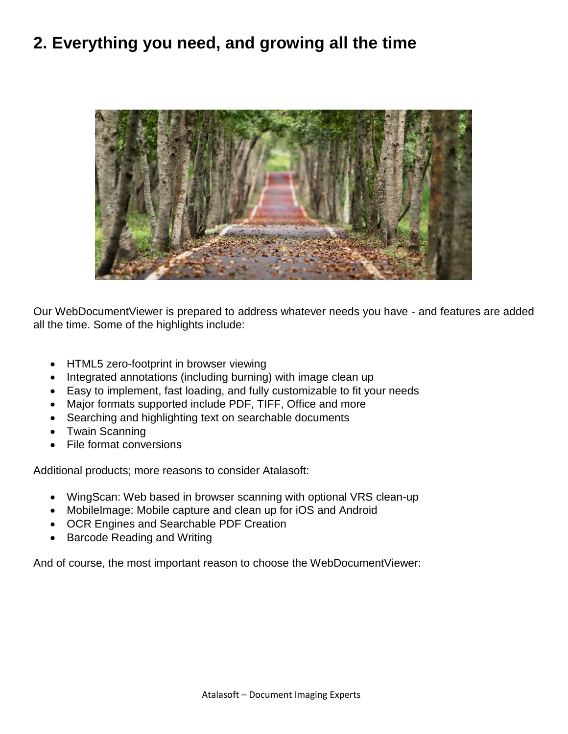## 2. Everything you need, and growing all the time

Our WebDocumentViewer is prepared to address whatever needs you have - and features are added all the time. Some of the highlights include:

- HTML5 zero-footprint in browser viewing
- Integrated annotations (including burning) with image clean up
- Easy to implement, fast loading, and fully customizable to fit your needs
- Major formats supported include PDF, TIFF, Office and more
- Searching and highlighting text on searchable documents
- Twain Scanning
- File format conversions

Additional products; more reasons to consider Atalasoft:

- WingScan: Web based in browser scanning with optional VRS clean-up
- MobileImage: Mobile capture and clean up for iOS and Android
- OCR Engines and Searchable PDF Creation
- Barcode Reading and Writing

And of course, the most important reason to choose the WebDocumentViewer: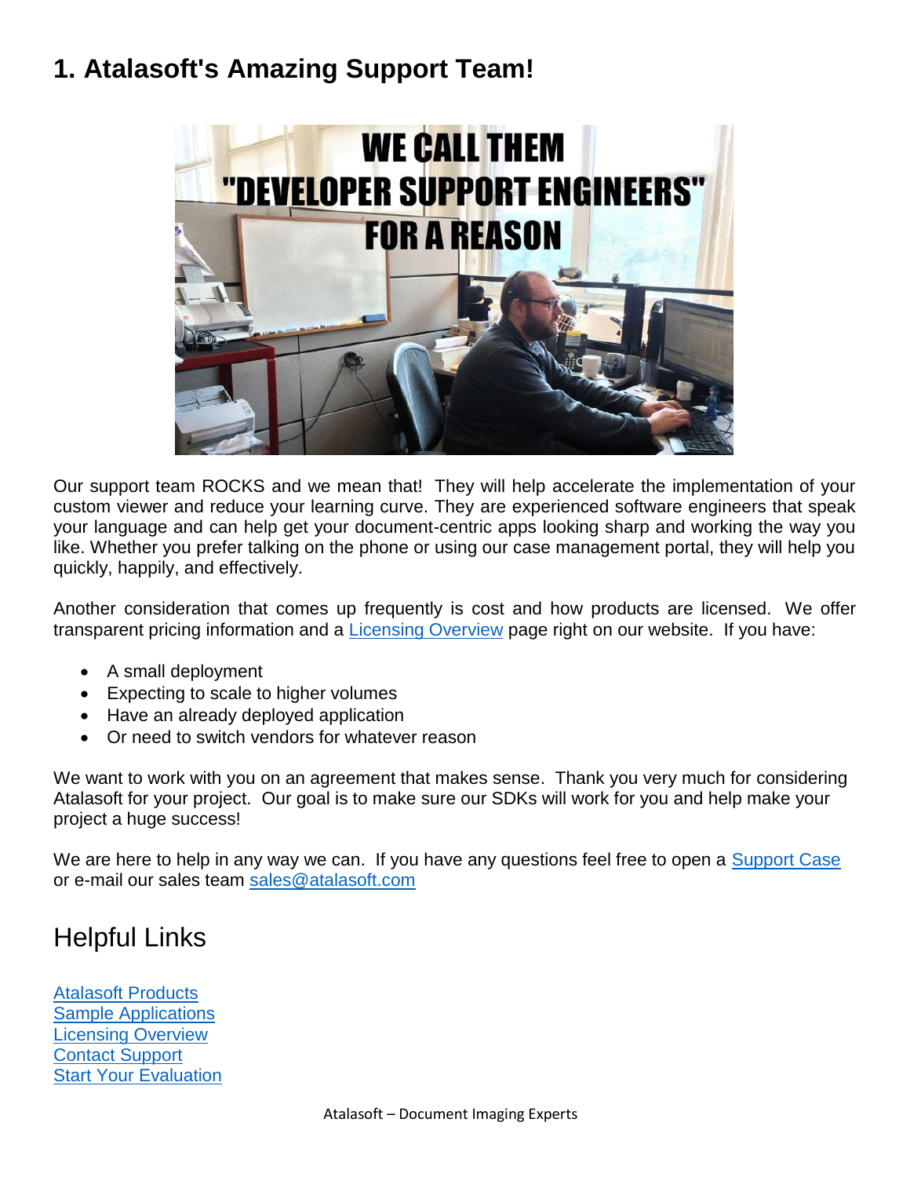# 1. Atalasoft's Amazing Support Team!

Our support team ROCKS and we mean that! They will help accelerate the implementation of your custom viewer and reduce your learning curve. They are experienced software engineers that speak your language and can help get your document-centric apps looking sharp and working the way you like. Whether you prefer talking on the phone or using our case management portal, they will help you quickly, happily, and effectively.

Another consideration that comes up frequently is cost and how products are licensed. We offer transparent pricing information and a Licensing Overview page right on our website. If you have:

- A small deployment
- Expecting to scale to higher volumes
- Have an already deployed application
- Or need to switch vendors for whatever reason

We want to work with you on an agreement that makes sense. Thank you very much for considering Atalasoft for your project. Our goal is to make sure our SDKs will work for you and help make your project a huge success!

We are here to help in any way we can. If you have any questions feel free to open a Support Case or e-mail our sales team sales@atalasoft.com

## Helpful Links

Atalasoft Products
Sample Applications
Licensing Overview
Contact Support
Start Your Evaluation